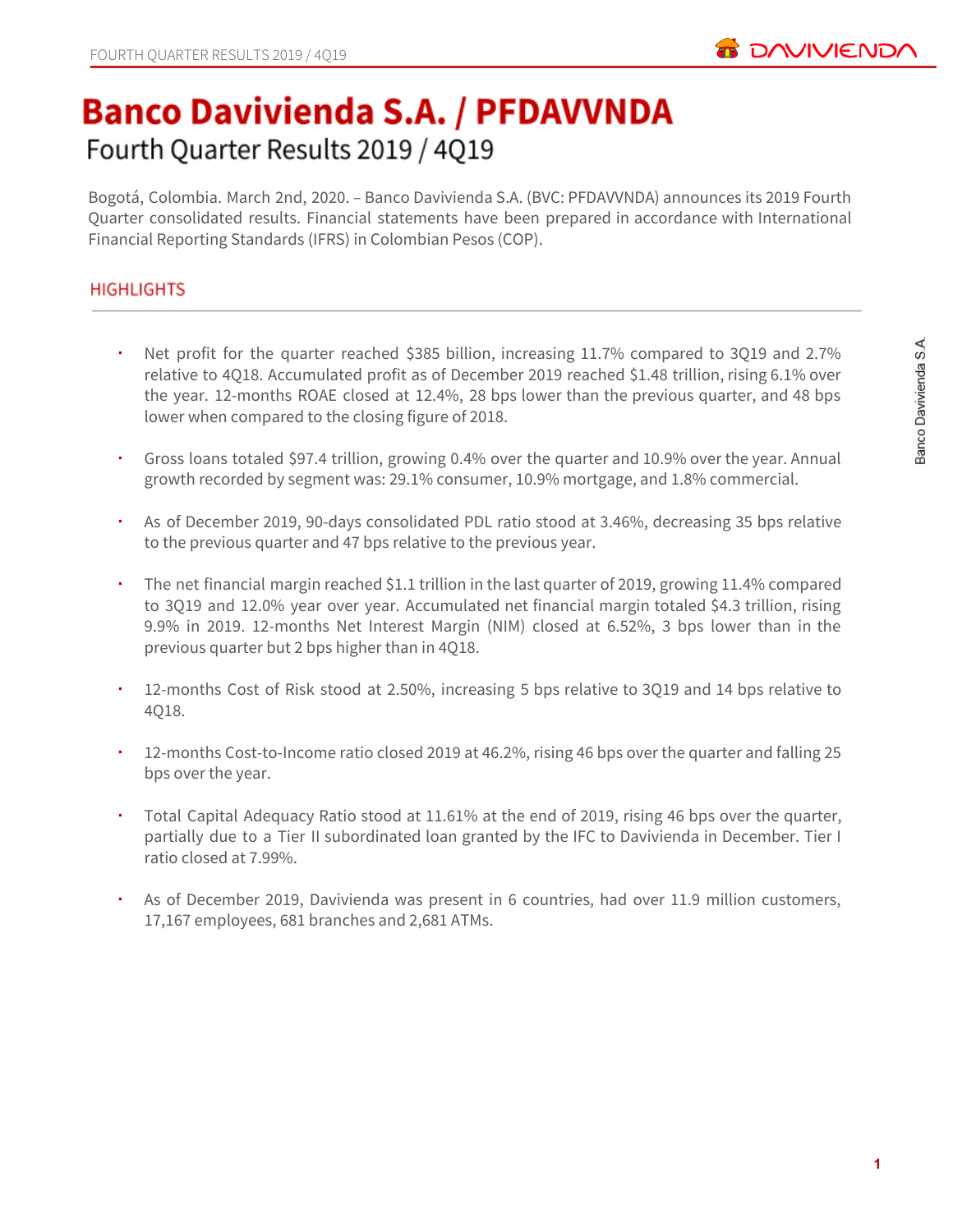# Banco Davivienda S.A. / PFDAVVNDA

## Fourth Quarter Results 2019 / 4Q19

Bogotá, Colombia. March 2nd, 2020. – Banco Davivienda S.A. (BVC: PFDAVVNDA) announces its 2019 Fourth Quarter consolidated results. Financial statements have been prepared in accordance with International Financial Reporting Standards (IFRS) in Colombian Pesos (COP).

### HIGHLIGHTS

- Net profit for the quarter reached $385 billion, increasing 11.7% compared to 3Q19 and 2.7% relative to 4Q18. Accumulated profit as of December 2019 reached $1.48 trillion, rising 6.1% over the year. 12-months ROAE closed at 12.4%, 28 bps lower than the previous quarter, and 48 bps lower when compared to the closing figure of 2018.

- Gross loans totaled $97.4 trillion, growing 0.4% over the quarter and 10.9% over the year. Annual growth recorded by segment was: 29.1% consumer, 10.9% mortgage, and 1.8% commercial.

- As of December 2019, 90-days consolidated PDL ratio stood at 3.46%, decreasing 35 bps relative to the previous quarter and 47 bps relative to the previous year.

- The net financial margin reached $1.1 trillion in the last quarter of 2019, growing 11.4% compared to 3Q19 and 12.0% year over year. Accumulated net financial margin totaled $4.3 trillion, rising 9.9% in 2019. 12-months Net Interest Margin (NIM) closed at 6.52%, 3 bps lower than in the previous quarter but 2 bps higher than in 4Q18.

- 12-months Cost of Risk stood at 2.50%, increasing 5 bps relative to 3Q19 and 14 bps relative to 4Q18.

- 12-months Cost-to-Income ratio closed 2019 at 46.2%, rising 46 bps over the quarter and falling 25 bps over the year.

- Total Capital Adequacy Ratio stood at 11.61% at the end of 2019, rising 46 bps over the quarter, partially due to a Tier II subordinated loan granted by the IFC to Davivienda in December. Tier I ratio closed at 7.99%.

- As of December 2019, Davivienda was present in 6 countries, had over 11.9 million customers, 17,167 employees, 681 branches and 2,681 ATMs.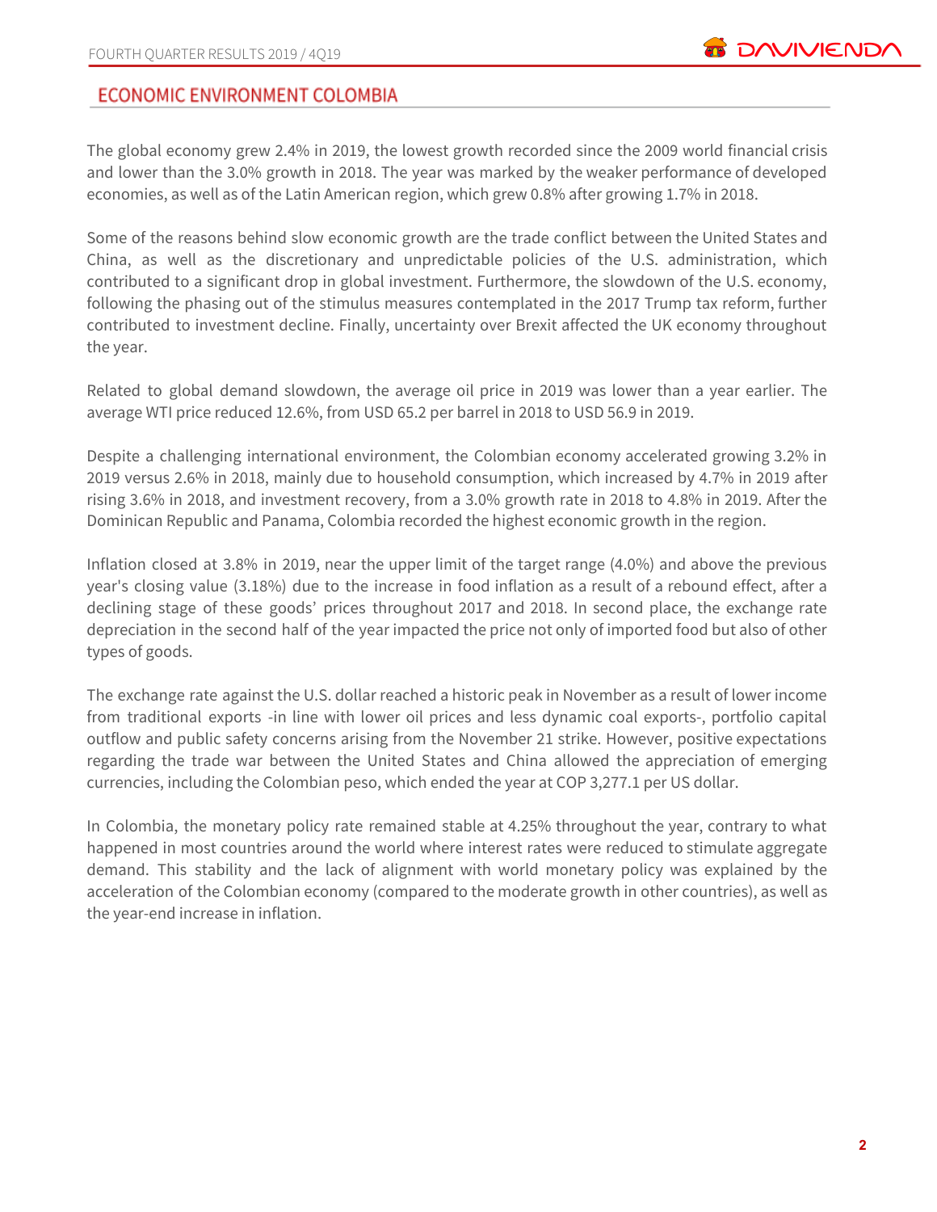## ECONOMIC ENVIRONMENT COLOMBIA

The global economy grew 2.4% in 2019, the lowest growth recorded since the 2009 world financial crisis and lower than the 3.0% growth in 2018. The year was marked by the weaker performance of developed economies, as well as of the Latin American region, which grew 0.8% after growing 1.7% in 2018.

Some of the reasons behind slow economic growth are the trade conflict between the United States and China, as well as the discretionary and unpredictable policies of the U.S. administration, which contributed to a significant drop in global investment. Furthermore, the slowdown of the U.S. economy, following the phasing out of the stimulus measures contemplated in the 2017 Trump tax reform, further contributed to investment decline. Finally, uncertainty over Brexit affected the UK economy throughout the year.

Related to global demand slowdown, the average oil price in 2019 was lower than a year earlier. The average WTI price reduced 12.6%, from USD 65.2 per barrel in 2018 to USD 56.9 in 2019.

Despite a challenging international environment, the Colombian economy accelerated growing 3.2% in 2019 versus 2.6% in 2018, mainly due to household consumption, which increased by 4.7% in 2019 after rising 3.6% in 2018, and investment recovery, from a 3.0% growth rate in 2018 to 4.8% in 2019. After the Dominican Republic and Panama, Colombia recorded the highest economic growth in the region.

Inflation closed at 3.8% in 2019, near the upper limit of the target range (4.0%) and above the previous year's closing value (3.18%) due to the increase in food inflation as a result of a rebound effect, after a declining stage of these goods' prices throughout 2017 and 2018. In second place, the exchange rate depreciation in the second half of the year impacted the price not only of imported food but also of other types of goods.

The exchange rate against the U.S. dollar reached a historic peak in November as a result of lower income from traditional exports -in line with lower oil prices and less dynamic coal exports-, portfolio capital outflow and public safety concerns arising from the November 21 strike. However, positive expectations regarding the trade war between the United States and China allowed the appreciation of emerging currencies, including the Colombian peso, which ended the year at COP 3,277.1 per US dollar.

In Colombia, the monetary policy rate remained stable at 4.25% throughout the year, contrary to what happened in most countries around the world where interest rates were reduced to stimulate aggregate demand. This stability and the lack of alignment with world monetary policy was explained by the acceleration of the Colombian economy (compared to the moderate growth in other countries), as well as the year-end increase in inflation.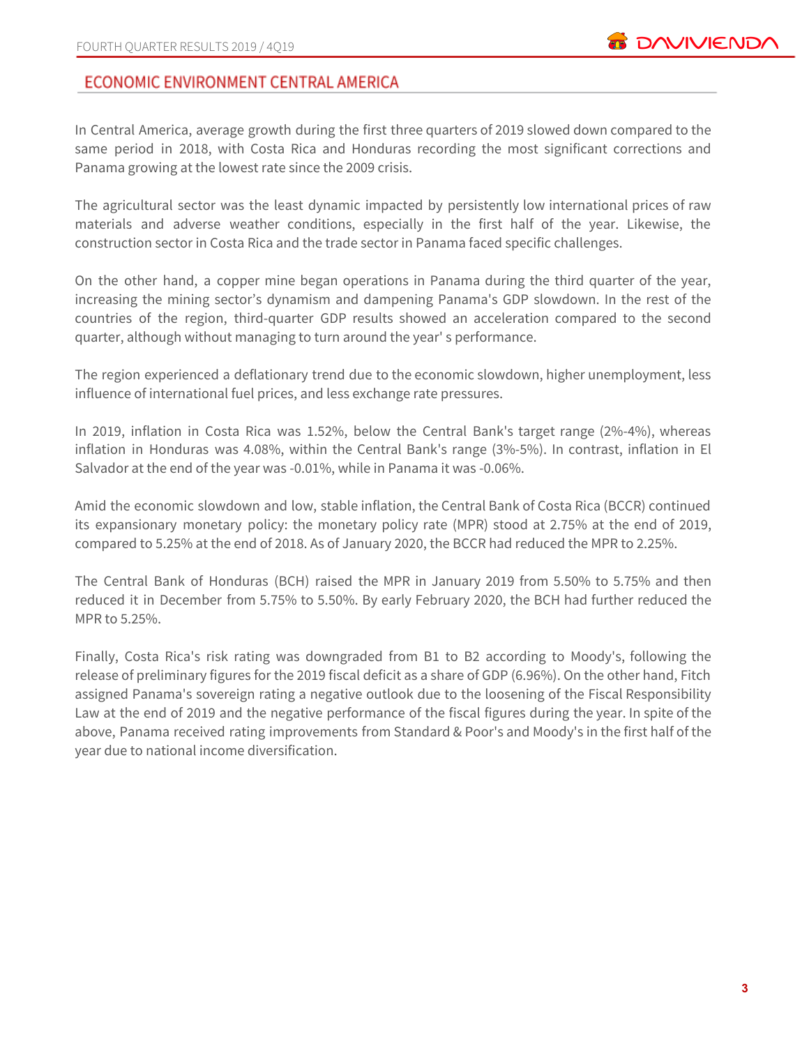## ECONOMIC ENVIRONMENT CENTRAL AMERICA

In Central America, average growth during the first three quarters of 2019 slowed down compared to the same period in 2018, with Costa Rica and Honduras recording the most significant corrections and Panama growing at the lowest rate since the 2009 crisis.

The agricultural sector was the least dynamic impacted by persistently low international prices of raw materials and adverse weather conditions, especially in the first half of the year. Likewise, the construction sector in Costa Rica and the trade sector in Panama faced specific challenges.

On the other hand, a copper mine began operations in Panama during the third quarter of the year, increasing the mining sector's dynamism and dampening Panama's GDP slowdown. In the rest of the countries of the region, third-quarter GDP results showed an acceleration compared to the second quarter, although without managing to turn around the year' s performance.

The region experienced a deflationary trend due to the economic slowdown, higher unemployment, less influence of international fuel prices, and less exchange rate pressures.

In 2019, inflation in Costa Rica was 1.52%, below the Central Bank's target range (2%-4%), whereas inflation in Honduras was 4.08%, within the Central Bank's range (3%-5%). In contrast, inflation in El Salvador at the end of the year was -0.01%, while in Panama it was -0.06%.

Amid the economic slowdown and low, stable inflation, the Central Bank of Costa Rica (BCCR) continued its expansionary monetary policy: the monetary policy rate (MPR) stood at 2.75% at the end of 2019, compared to 5.25% at the end of 2018. As of January 2020, the BCCR had reduced the MPR to 2.25%.

The Central Bank of Honduras (BCH) raised the MPR in January 2019 from 5.50% to 5.75% and then reduced it in December from 5.75% to 5.50%. By early February 2020, the BCH had further reduced the MPR to 5.25%.

Finally, Costa Rica's risk rating was downgraded from B1 to B2 according to Moody's, following the release of preliminary figures for the 2019 fiscal deficit as a share of GDP (6.96%). On the other hand, Fitch assigned Panama's sovereign rating a negative outlook due to the loosening of the Fiscal Responsibility Law at the end of 2019 and the negative performance of the fiscal figures during the year. In spite of the above, Panama received rating improvements from Standard & Poor's and Moody's in the first half of the year due to national income diversification.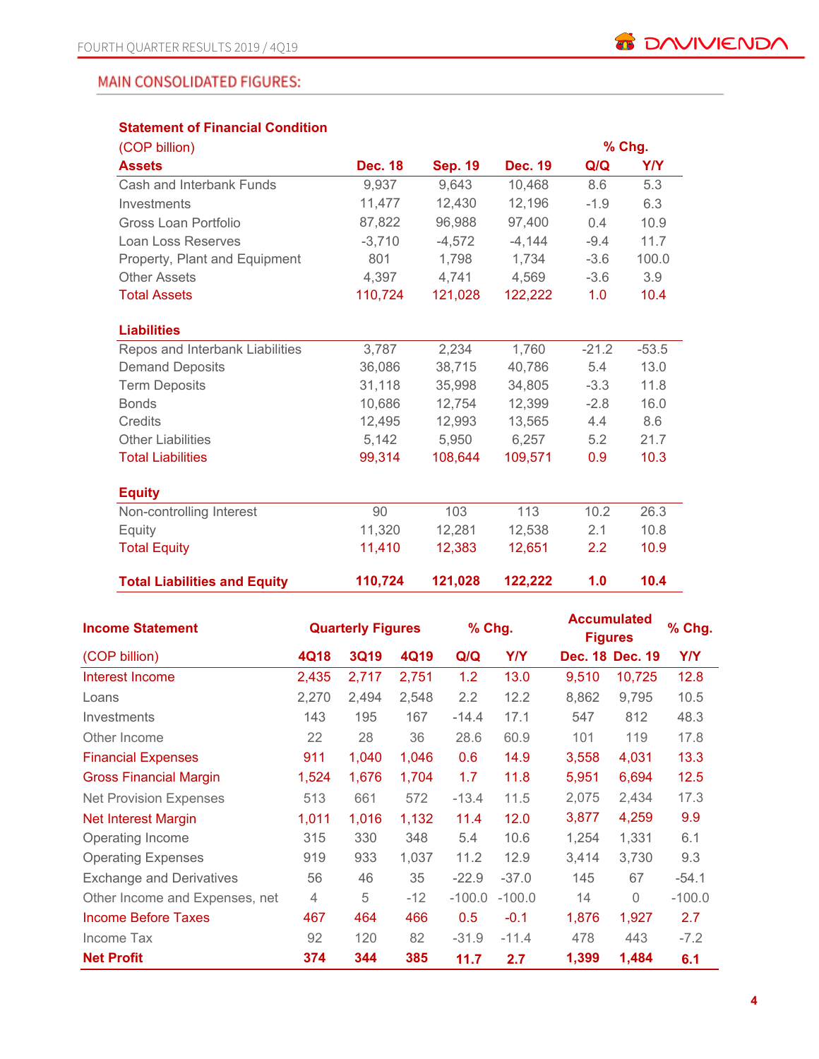## MAIN CONSOLIDATED FIGURES:

**Statement of Financial Condition**

| (COP billion) | | | | % Chg. | |
|---|---|---|---|---|---|
| **Assets** | **Dec. 18** | **Sep. 19** | **Dec. 19** | **Q/Q** | **Y/Y** |
| Cash and Interbank Funds | 9,937 | 9,643 | 10,468 | 8.6 | 5.3 |
| Investments | 11,477 | 12,430 | 12,196 | -1.9 | 6.3 |
| Gross Loan Portfolio | 87,822 | 96,988 | 97,400 | 0.4 | 10.9 |
| Loan Loss Reserves | -3,710 | -4,572 | -4,144 | -9.4 | 11.7 |
| Property, Plant and Equipment | 801 | 1,798 | 1,734 | -3.6 | 100.0 |
| Other Assets | 4,397 | 4,741 | 4,569 | -3.6 | 3.9 |
| Total Assets | 110,724 | 121,028 | 122,222 | 1.0 | 10.4 |
| **Liabilities** | | | | | |
| Repos and Interbank Liabilities | 3,787 | 2,234 | 1,760 | -21.2 | -53.5 |
| Demand Deposits | 36,086 | 38,715 | 40,786 | 5.4 | 13.0 |
| Term Deposits | 31,118 | 35,998 | 34,805 | -3.3 | 11.8 |
| Bonds | 10,686 | 12,754 | 12,399 | -2.8 | 16.0 |
| Credits | 12,495 | 12,993 | 13,565 | 4.4 | 8.6 |
| Other Liabilities | 5,142 | 5,950 | 6,257 | 5.2 | 21.7 |
| Total Liabilities | 99,314 | 108,644 | 109,571 | 0.9 | 10.3 |
| **Equity** | | | | | |
| Non-controlling Interest | 90 | 103 | 113 | 10.2 | 26.3 |
| Equity | 11,320 | 12,281 | 12,538 | 2.1 | 10.8 |
| Total Equity | 11,410 | 12,383 | 12,651 | 2.2 | 10.9 |
| **Total Liabilities and Equity** | **110,724** | **121,028** | **122,222** | **1.0** | **10.4** |

| **Income Statement** | **Quarterly Figures** | | | **% Chg.** | | **Accumulated Figures** | | **% Chg.** |
|---|---|---|---|---|---|---|---|---|
| (COP billion) | **4Q18** | **3Q19** | **4Q19** | **Q/Q** | **Y/Y** | **Dec. 18** | **Dec. 19** | **Y/Y** |
| Interest Income | 2,435 | 2,717 | 2,751 | 1.2 | 13.0 | 9,510 | 10,725 | 12.8 |
| Loans | 2,270 | 2,494 | 2,548 | 2.2 | 12.2 | 8,862 | 9,795 | 10.5 |
| Investments | 143 | 195 | 167 | -14.4 | 17.1 | 547 | 812 | 48.3 |
| Other Income | 22 | 28 | 36 | 28.6 | 60.9 | 101 | 119 | 17.8 |
| Financial Expenses | 911 | 1,040 | 1,046 | 0.6 | 14.9 | 3,558 | 4,031 | 13.3 |
| Gross Financial Margin | 1,524 | 1,676 | 1,704 | 1.7 | 11.8 | 5,951 | 6,694 | 12.5 |
| Net Provision Expenses | 513 | 661 | 572 | -13.4 | 11.5 | 2,075 | 2,434 | 17.3 |
| Net Interest Margin | 1,011 | 1,016 | 1,132 | 11.4 | 12.0 | 3,877 | 4,259 | 9.9 |
| Operating Income | 315 | 330 | 348 | 5.4 | 10.6 | 1,254 | 1,331 | 6.1 |
| Operating Expenses | 919 | 933 | 1,037 | 11.2 | 12.9 | 3,414 | 3,730 | 9.3 |
| Exchange and Derivatives | 56 | 46 | 35 | -22.9 | -37.0 | 145 | 67 | -54.1 |
| Other Income and Expenses, net | 4 | 5 | -12 | -100.0 | -100.0 | 14 | 0 | -100.0 |
| Income Before Taxes | 467 | 464 | 466 | 0.5 | -0.1 | 1,876 | 1,927 | 2.7 |
| Income Tax | 92 | 120 | 82 | -31.9 | -11.4 | 478 | 443 | -7.2 |
| **Net Profit** | **374** | **344** | **385** | **11.7** | **2.7** | **1,399** | **1,484** | **6.1** |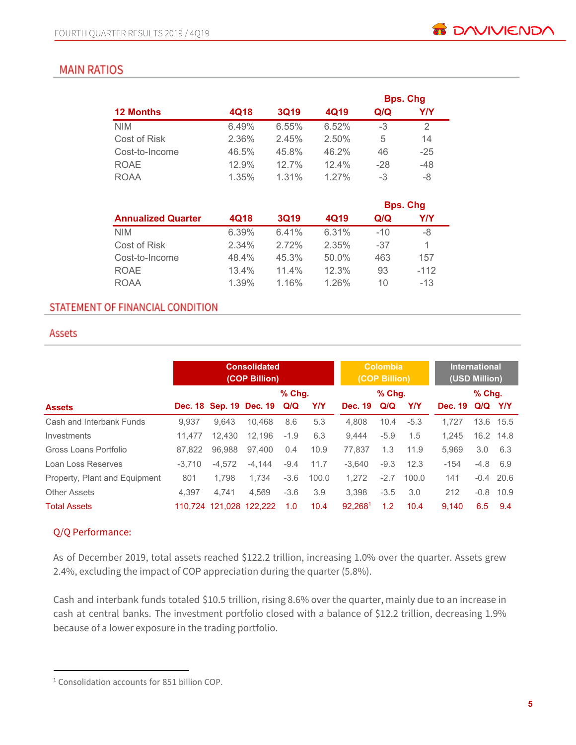## MAIN RATIOS

| 12 Months | 4Q18 | 3Q19 | 4Q19 | Bps. Chg Q/Q | Bps. Chg Y/Y |
|---|---|---|---|---|---|
| NIM | 6.49% | 6.55% | 6.52% | -3 | 2 |
| Cost of Risk | 2.36% | 2.45% | 2.50% | 5 | 14 |
| Cost-to-Income | 46.5% | 45.8% | 46.2% | 46 | -25 |
| ROAE | 12.9% | 12.7% | 12.4% | -28 | -48 |
| ROAA | 1.35% | 1.31% | 1.27% | -3 | -8 |

| Annualized Quarter | 4Q18 | 3Q19 | 4Q19 | Bps. Chg Q/Q | Bps. Chg Y/Y |
|---|---|---|---|---|---|
| NIM | 6.39% | 6.41% | 6.31% | -10 | -8 |
| Cost of Risk | 2.34% | 2.72% | 2.35% | -37 | 1 |
| Cost-to-Income | 48.4% | 45.3% | 50.0% | 463 | 157 |
| ROAE | 13.4% | 11.4% | 12.3% | 93 | -112 |
| ROAA | 1.39% | 1.16% | 1.26% | 10 | -13 |

## STATEMENT OF FINANCIAL CONDITION

### Assets

| | Consolidated (COP Billion) | | | | | Colombia (COP Billion) | | | International (USD Million) | | |
|---|---|---|---|---|---|---|---|---|---|---|---|
| | | | | % Chg. | | | % Chg. | | | % Chg. | |
| **Assets** | Dec. 18 | Sep. 19 | Dec. 19 | Q/Q | Y/Y | Dec. 19 | Q/Q | Y/Y | Dec. 19 | Q/Q | Y/Y |
| Cash and Interbank Funds | 9,937 | 9,643 | 10,468 | 8.6 | 5.3 | 4,808 | 10.4 | -5.3 | 1,727 | 13.6 | 15.5 |
| Investments | 11,477 | 12,430 | 12,196 | -1.9 | 6.3 | 9,444 | -5.9 | 1.5 | 1,245 | 16.2 | 14.8 |
| Gross Loans Portfolio | 87,822 | 96,988 | 97,400 | 0.4 | 10.9 | 77,837 | 1.3 | 11.9 | 5,969 | 3.0 | 6.3 |
| Loan Loss Reserves | -3,710 | -4,572 | -4,144 | -9.4 | 11.7 | -3,640 | -9.3 | 12.3 | -154 | -4.8 | 6.9 |
| Property, Plant and Equipment | 801 | 1,798 | 1,734 | -3.6 | 100.0 | 1,272 | -2.7 | 100.0 | 141 | -0.4 | 20.6 |
| Other Assets | 4,397 | 4,741 | 4,569 | -3.6 | 3.9 | 3,398 | -3.5 | 3.0 | 212 | -0.8 | 10.9 |
| Total Assets | 110,724 | 121,028 | 122,222 | 1.0 | 10.4 | 92,268[1] | 1.2 | 10.4 | 9,140 | 6.5 | 9.4 |

#### Q/Q Performance:

As of December 2019, total assets reached $122.2 trillion, increasing 1.0% over the quarter. Assets grew 2.4%, excluding the impact of COP appreciation during the quarter (5.8%).

Cash and interbank funds totaled $10.5 trillion, rising 8.6% over the quarter, mainly due to an increase in cash at central banks. The investment portfolio closed with a balance of $12.2 trillion, decreasing 1.9% because of a lower exposure in the trading portfolio.

---

[1] Consolidation accounts for 851 billion COP.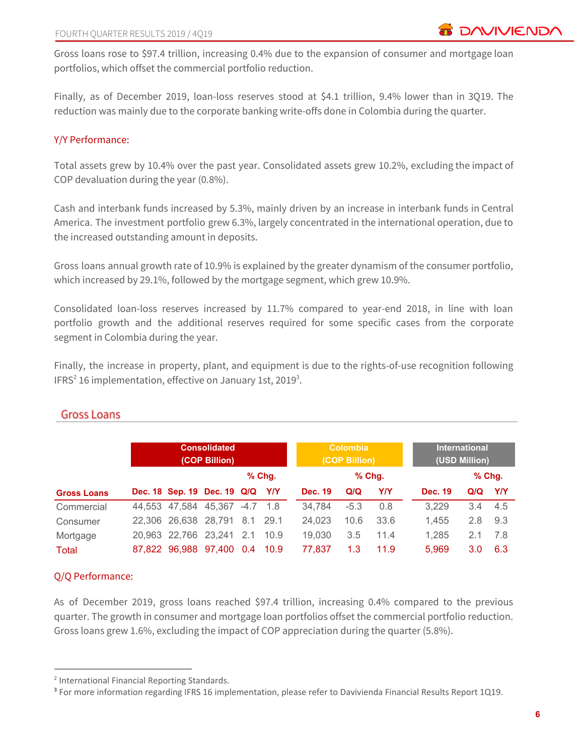Gross loans rose to $97.4 trillion, increasing 0.4% due to the expansion of consumer and mortgage loan portfolios, which offset the commercial portfolio reduction.

Finally, as of December 2019, loan-loss reserves stood at $4.1 trillion, 9.4% lower than in 3Q19. The reduction was mainly due to the corporate banking write-offs done in Colombia during the quarter.

### Y/Y Performance:

Total assets grew by 10.4% over the past year. Consolidated assets grew 10.2%, excluding the impact of COP devaluation during the year (0.8%).

Cash and interbank funds increased by 5.3%, mainly driven by an increase in interbank funds in Central America. The investment portfolio grew 6.3%, largely concentrated in the international operation, due to the increased outstanding amount in deposits.

Gross loans annual growth rate of 10.9% is explained by the greater dynamism of the consumer portfolio, which increased by 29.1%, followed by the mortgage segment, which grew 10.9%.

Consolidated loan-loss reserves increased by 11.7% compared to year-end 2018, in line with loan portfolio growth and the additional reserves required for some specific cases from the corporate segment in Colombia during the year.

Finally, the increase in property, plant, and equipment is due to the rights-of-use recognition following IFRS[2] 16 implementation, effective on January 1st, 2019[3].

## Gross Loans

| | Consolidated (COP Billion) | | | | | Colombia (COP Billion) | | | International (USD Million) | | |
|---|---|---|---|---|---|---|---|---|---|---|---|
| | | | | % Chg. | | | % Chg. | | | % Chg. | |
| **Gross Loans** | **Dec. 18** | **Sep. 19** | **Dec. 19** | **Q/Q** | **Y/Y** | **Dec. 19** | **Q/Q** | **Y/Y** | **Dec. 19** | **Q/Q** | **Y/Y** |
| Commercial | 44,553 | 47,584 | 45,367 | -4.7 | 1.8 | 34,784 | -5.3 | 0.8 | 3,229 | 3.4 | 4.5 |
| Consumer | 22,306 | 26,638 | 28,791 | 8.1 | 29.1 | 24,023 | 10.6 | 33.6 | 1,455 | 2.8 | 9.3 |
| Mortgage | 20,963 | 22,766 | 23,241 | 2.1 | 10.9 | 19,030 | 3.5 | 11.4 | 1,285 | 2.1 | 7.8 |
| Total | 87,822 | 96,988 | 97,400 | 0.4 | 10.9 | 77,837 | 1.3 | 11.9 | 5,969 | 3.0 | 6.3 |

### Q/Q Performance:

As of December 2019, gross loans reached $97.4 trillion, increasing 0.4% compared to the previous quarter. The growth in consumer and mortgage loan portfolios offset the commercial portfolio reduction. Gross loans grew 1.6%, excluding the impact of COP appreciation during the quarter (5.8%).

---

[2] International Financial Reporting Standards.

[3] For more information regarding IFRS 16 implementation, please refer to Davivienda Financial Results Report 1Q19.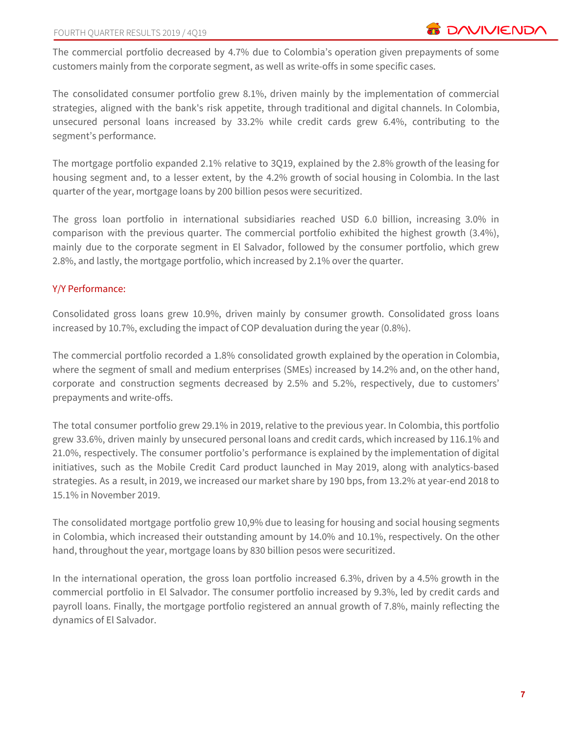The commercial portfolio decreased by 4.7% due to Colombia's operation given prepayments of some customers mainly from the corporate segment, as well as write-offs in some specific cases.

The consolidated consumer portfolio grew 8.1%, driven mainly by the implementation of commercial strategies, aligned with the bank's risk appetite, through traditional and digital channels. In Colombia, unsecured personal loans increased by 33.2% while credit cards grew 6.4%, contributing to the segment's performance.

The mortgage portfolio expanded 2.1% relative to 3Q19, explained by the 2.8% growth of the leasing for housing segment and, to a lesser extent, by the 4.2% growth of social housing in Colombia. In the last quarter of the year, mortgage loans by 200 billion pesos were securitized.

The gross loan portfolio in international subsidiaries reached USD 6.0 billion, increasing 3.0% in comparison with the previous quarter. The commercial portfolio exhibited the highest growth (3.4%), mainly due to the corporate segment in El Salvador, followed by the consumer portfolio, which grew 2.8%, and lastly, the mortgage portfolio, which increased by 2.1% over the quarter.

## Y/Y Performance:

Consolidated gross loans grew 10.9%, driven mainly by consumer growth. Consolidated gross loans increased by 10.7%, excluding the impact of COP devaluation during the year (0.8%).

The commercial portfolio recorded a 1.8% consolidated growth explained by the operation in Colombia, where the segment of small and medium enterprises (SMEs) increased by 14.2% and, on the other hand, corporate and construction segments decreased by 2.5% and 5.2%, respectively, due to customers' prepayments and write-offs.

The total consumer portfolio grew 29.1% in 2019, relative to the previous year. In Colombia, this portfolio grew 33.6%, driven mainly by unsecured personal loans and credit cards, which increased by 116.1% and 21.0%, respectively. The consumer portfolio's performance is explained by the implementation of digital initiatives, such as the Mobile Credit Card product launched in May 2019, along with analytics-based strategies. As a result, in 2019, we increased our market share by 190 bps, from 13.2% at year-end 2018 to 15.1% in November 2019.

The consolidated mortgage portfolio grew 10,9% due to leasing for housing and social housing segments in Colombia, which increased their outstanding amount by 14.0% and 10.1%, respectively. On the other hand, throughout the year, mortgage loans by 830 billion pesos were securitized.

In the international operation, the gross loan portfolio increased 6.3%, driven by a 4.5% growth in the commercial portfolio in El Salvador. The consumer portfolio increased by 9.3%, led by credit cards and payroll loans. Finally, the mortgage portfolio registered an annual growth of 7.8%, mainly reflecting the dynamics of El Salvador.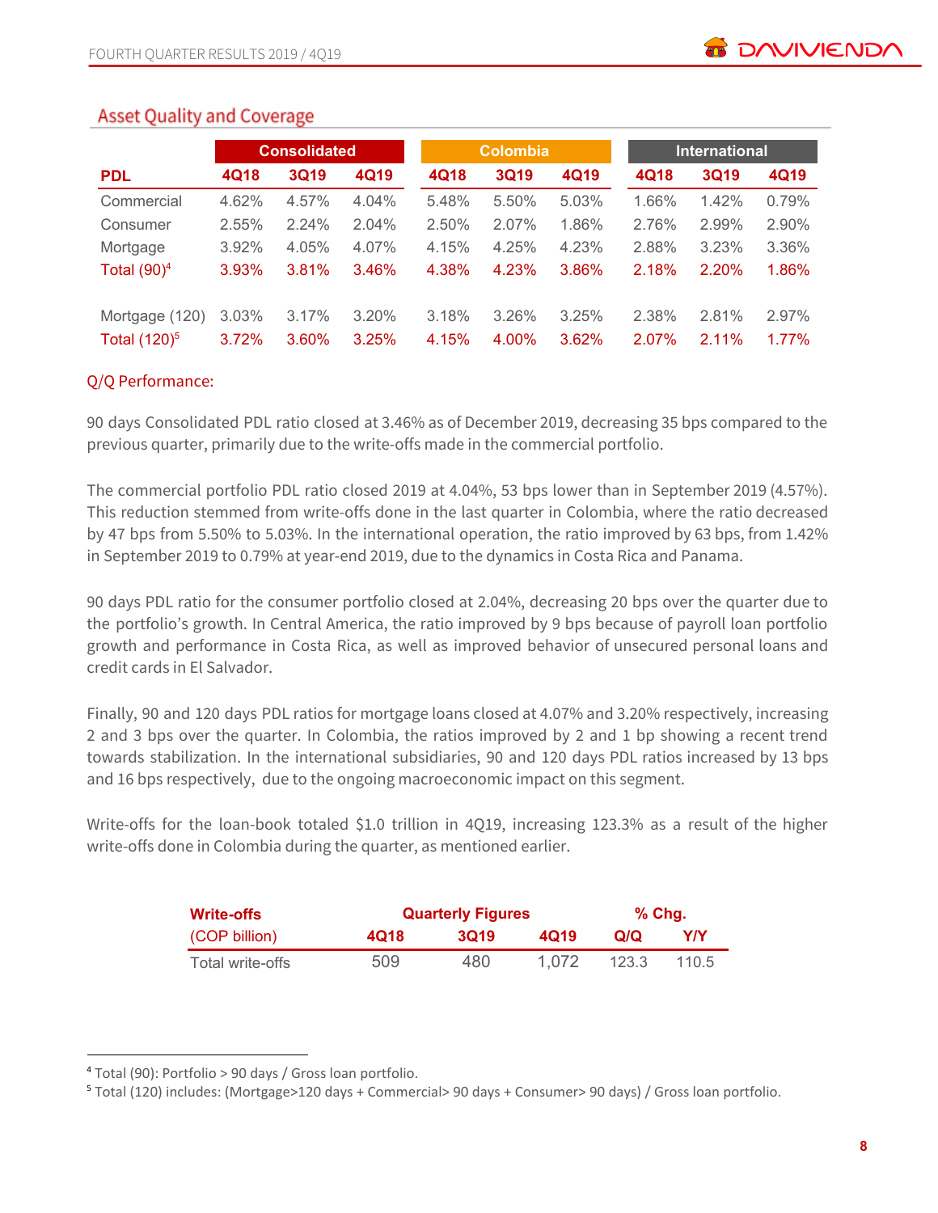## Asset Quality and Coverage

| PDL | Consolidated | | | Colombia | | | International | | |
|---|---|---|---|---|---|---|---|---|---|
| | 4Q18 | 3Q19 | 4Q19 | 4Q18 | 3Q19 | 4Q19 | 4Q18 | 3Q19 | 4Q19 |
| Commercial | 4.62% | 4.57% | 4.04% | 5.48% | 5.50% | 5.03% | 1.66% | 1.42% | 0.79% |
| Consumer | 2.55% | 2.24% | 2.04% | 2.50% | 2.07% | 1.86% | 2.76% | 2.99% | 2.90% |
| Mortgage | 3.92% | 4.05% | 4.07% | 4.15% | 4.25% | 4.23% | 2.88% | 3.23% | 3.36% |
| Total (90)[4] | 3.93% | 3.81% | 3.46% | 4.38% | 4.23% | 3.86% | 2.18% | 2.20% | 1.86% |
| Mortgage (120) | 3.03% | 3.17% | 3.20% | 3.18% | 3.26% | 3.25% | 2.38% | 2.81% | 2.97% |
| Total (120)[5] | 3.72% | 3.60% | 3.25% | 4.15% | 4.00% | 3.62% | 2.07% | 2.11% | 1.77% |

Q/Q Performance:

90 days Consolidated PDL ratio closed at 3.46% as of December 2019, decreasing 35 bps compared to the previous quarter, primarily due to the write-offs made in the commercial portfolio.

The commercial portfolio PDL ratio closed 2019 at 4.04%, 53 bps lower than in September 2019 (4.57%). This reduction stemmed from write-offs done in the last quarter in Colombia, where the ratio decreased by 47 bps from 5.50% to 5.03%. In the international operation, the ratio improved by 63 bps, from 1.42% in September 2019 to 0.79% at year-end 2019, due to the dynamics in Costa Rica and Panama.

90 days PDL ratio for the consumer portfolio closed at 2.04%, decreasing 20 bps over the quarter due to the portfolio's growth. In Central America, the ratio improved by 9 bps because of payroll loan portfolio growth and performance in Costa Rica, as well as improved behavior of unsecured personal loans and credit cards in El Salvador.

Finally, 90 and 120 days PDL ratios for mortgage loans closed at 4.07% and 3.20% respectively, increasing 2 and 3 bps over the quarter. In Colombia, the ratios improved by 2 and 1 bp showing a recent trend towards stabilization. In the international subsidiaries, 90 and 120 days PDL ratios increased by 13 bps and 16 bps respectively, due to the ongoing macroeconomic impact on this segment.

Write-offs for the loan-book totaled $1.0 trillion in 4Q19, increasing 123.3% as a result of the higher write-offs done in Colombia during the quarter, as mentioned earlier.

| Write-offs (COP billion) | Quarterly Figures | | | % Chg. | |
|---|---|---|---|---|---|
| | 4Q18 | 3Q19 | 4Q19 | Q/Q | Y/Y |
| Total write-offs | 509 | 480 | 1,072 | 123.3 | 110.5 |

[4] Total (90): Portfolio > 90 days / Gross loan portfolio.

[5] Total (120) includes: (Mortgage>120 days + Commercial> 90 days + Consumer> 90 days) / Gross loan portfolio.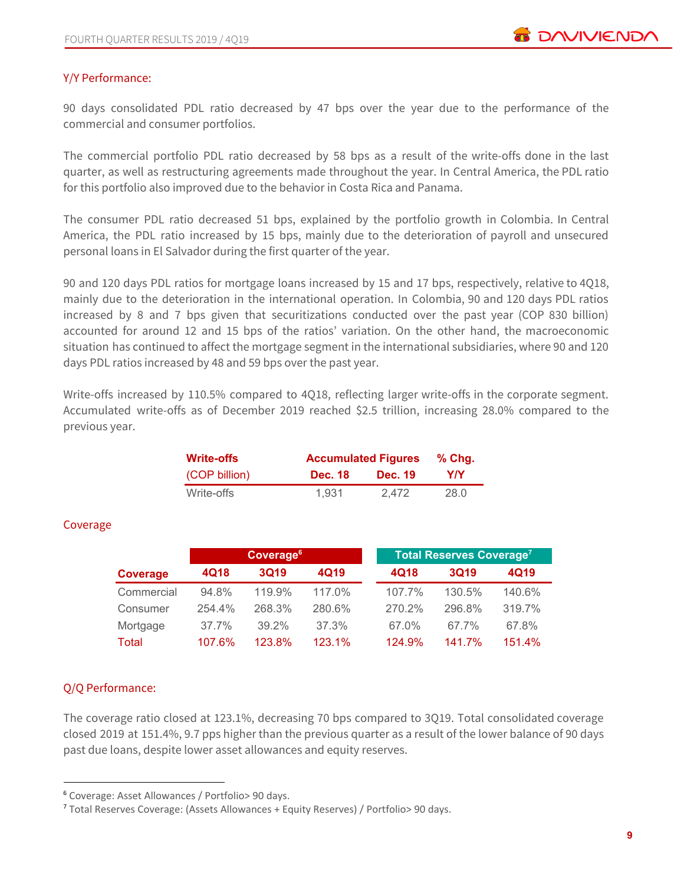## Y/Y Performance:

90 days consolidated PDL ratio decreased by 47 bps over the year due to the performance of the commercial and consumer portfolios.

The commercial portfolio PDL ratio decreased by 58 bps as a result of the write-offs done in the last quarter, as well as restructuring agreements made throughout the year. In Central America, the PDL ratio for this portfolio also improved due to the behavior in Costa Rica and Panama.

The consumer PDL ratio decreased 51 bps, explained by the portfolio growth in Colombia. In Central America, the PDL ratio increased by 15 bps, mainly due to the deterioration of payroll and unsecured personal loans in El Salvador during the first quarter of the year.

90 and 120 days PDL ratios for mortgage loans increased by 15 and 17 bps, respectively, relative to 4Q18, mainly due to the deterioration in the international operation. In Colombia, 90 and 120 days PDL ratios increased by 8 and 7 bps given that securitizations conducted over the past year (COP 830 billion) accounted for around 12 and 15 bps of the ratios' variation. On the other hand, the macroeconomic situation has continued to affect the mortgage segment in the international subsidiaries, where 90 and 120 days PDL ratios increased by 48 and 59 bps over the past year.

Write-offs increased by 110.5% compared to 4Q18, reflecting larger write-offs in the corporate segment. Accumulated write-offs as of December 2019 reached $2.5 trillion, increasing 28.0% compared to the previous year.

| Write-offs | Accumulated Figures | | % Chg. |
|---|---|---|---|
| (COP billion) | Dec. 18 | Dec. 19 | Y/Y |
| Write-offs | 1,931 | 2,472 | 28.0 |

## Coverage

| | Coverage[6] | | | Total Reserves Coverage[7] | | |
|---|---|---|---|---|---|---|
| Coverage | 4Q18 | 3Q19 | 4Q19 | 4Q18 | 3Q19 | 4Q19 |
| Commercial | 94.8% | 119.9% | 117.0% | 107.7% | 130.5% | 140.6% |
| Consumer | 254.4% | 268.3% | 280.6% | 270.2% | 296.8% | 319.7% |
| Mortgage | 37.7% | 39.2% | 37.3% | 67.0% | 67.7% | 67.8% |
| Total | 107.6% | 123.8% | 123.1% | 124.9% | 141.7% | 151.4% |

## Q/Q Performance:

The coverage ratio closed at 123.1%, decreasing 70 bps compared to 3Q19. Total consolidated coverage closed 2019 at 151.4%, 9.7 pps higher than the previous quarter as a result of the lower balance of 90 days past due loans, despite lower asset allowances and equity reserves.

---

[6] Coverage: Asset Allowances / Portfolio> 90 days.

[7] Total Reserves Coverage: (Assets Allowances + Equity Reserves) / Portfolio> 90 days.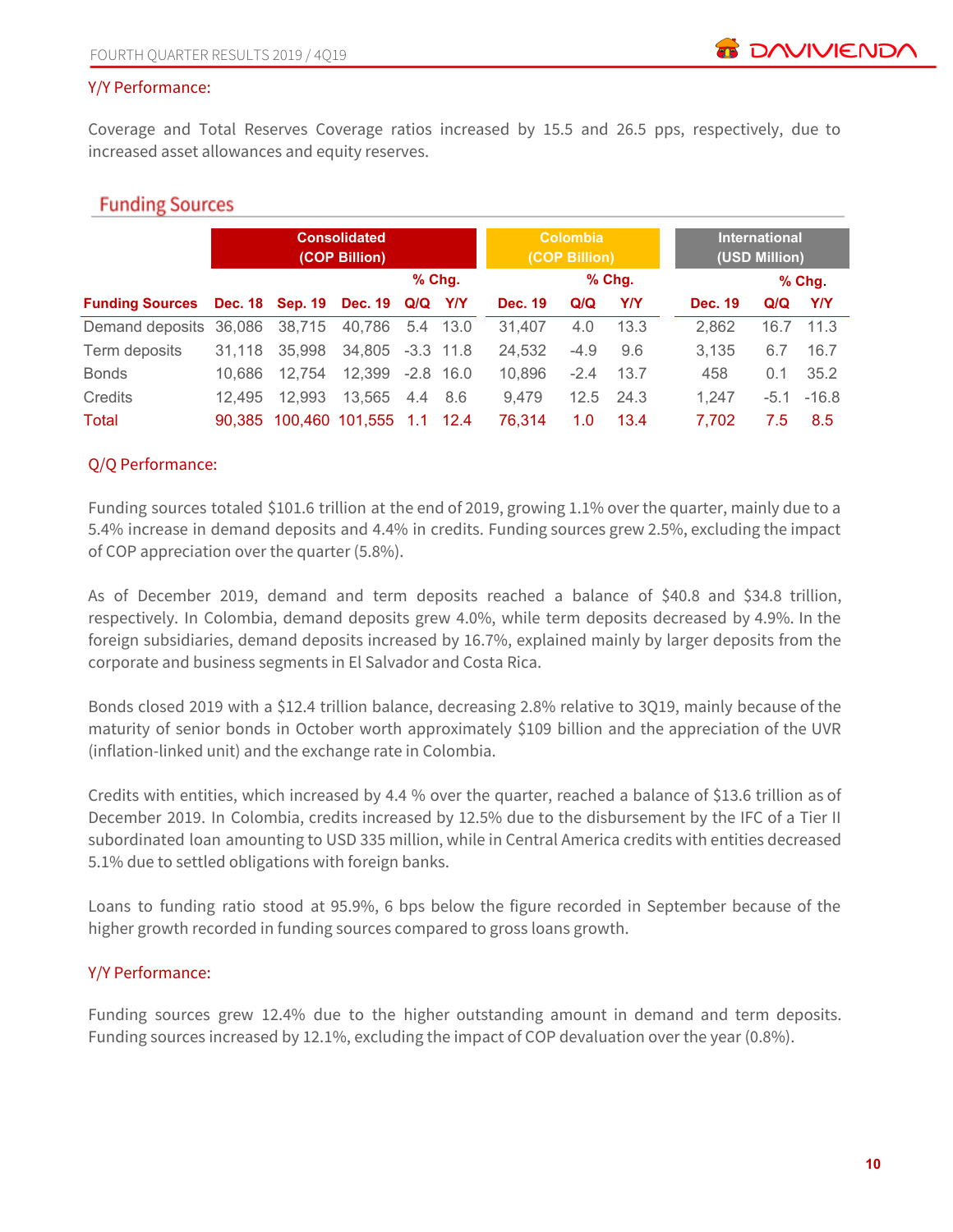Y/Y Performance:

Coverage and Total Reserves Coverage ratios increased by 15.5 and 26.5 pps, respectively, due to increased asset allowances and equity reserves.

## Funding Sources

| | Consolidated (COP Billion) | | | | | Colombia (COP Billion) | | | International (USD Million) | | |
|---|---|---|---|---|---|---|---|---|---|---|---|
| | | | | % Chg. | | | % Chg. | | | % Chg. | |
| **Funding Sources** | **Dec. 18** | **Sep. 19** | **Dec. 19** | **Q/Q** | **Y/Y** | **Dec. 19** | **Q/Q** | **Y/Y** | **Dec. 19** | **Q/Q** | **Y/Y** |
| Demand deposits | 36,086 | 38,715 | 40,786 | 5.4 | 13.0 | 31,407 | 4.0 | 13.3 | 2,862 | 16.7 | 11.3 |
| Term deposits | 31,118 | 35,998 | 34,805 | -3.3 | 11.8 | 24,532 | -4.9 | 9.6 | 3,135 | 6.7 | 16.7 |
| Bonds | 10,686 | 12,754 | 12,399 | -2.8 | 16.0 | 10,896 | -2.4 | 13.7 | 458 | 0.1 | 35.2 |
| Credits | 12,495 | 12,993 | 13,565 | 4.4 | 8.6 | 9,479 | 12.5 | 24.3 | 1,247 | -5.1 | -16.8 |
| Total | 90,385 | 100,460 | 101,555 | 1.1 | 12.4 | 76,314 | 1.0 | 13.4 | 7,702 | 7.5 | 8.5 |

Q/Q Performance:

Funding sources totaled $101.6 trillion at the end of 2019, growing 1.1% over the quarter, mainly due to a 5.4% increase in demand deposits and 4.4% in credits. Funding sources grew 2.5%, excluding the impact of COP appreciation over the quarter (5.8%).

As of December 2019, demand and term deposits reached a balance of $40.8 and $34.8 trillion, respectively. In Colombia, demand deposits grew 4.0%, while term deposits decreased by 4.9%. In the foreign subsidiaries, demand deposits increased by 16.7%, explained mainly by larger deposits from the corporate and business segments in El Salvador and Costa Rica.

Bonds closed 2019 with a $12.4 trillion balance, decreasing 2.8% relative to 3Q19, mainly because of the maturity of senior bonds in October worth approximately $109 billion and the appreciation of the UVR (inflation-linked unit) and the exchange rate in Colombia.

Credits with entities, which increased by 4.4 % over the quarter, reached a balance of $13.6 trillion as of December 2019. In Colombia, credits increased by 12.5% due to the disbursement by the IFC of a Tier II subordinated loan amounting to USD 335 million, while in Central America credits with entities decreased 5.1% due to settled obligations with foreign banks.

Loans to funding ratio stood at 95.9%, 6 bps below the figure recorded in September because of the higher growth recorded in funding sources compared to gross loans growth.

Y/Y Performance:

Funding sources grew 12.4% due to the higher outstanding amount in demand and term deposits. Funding sources increased by 12.1%, excluding the impact of COP devaluation over the year (0.8%).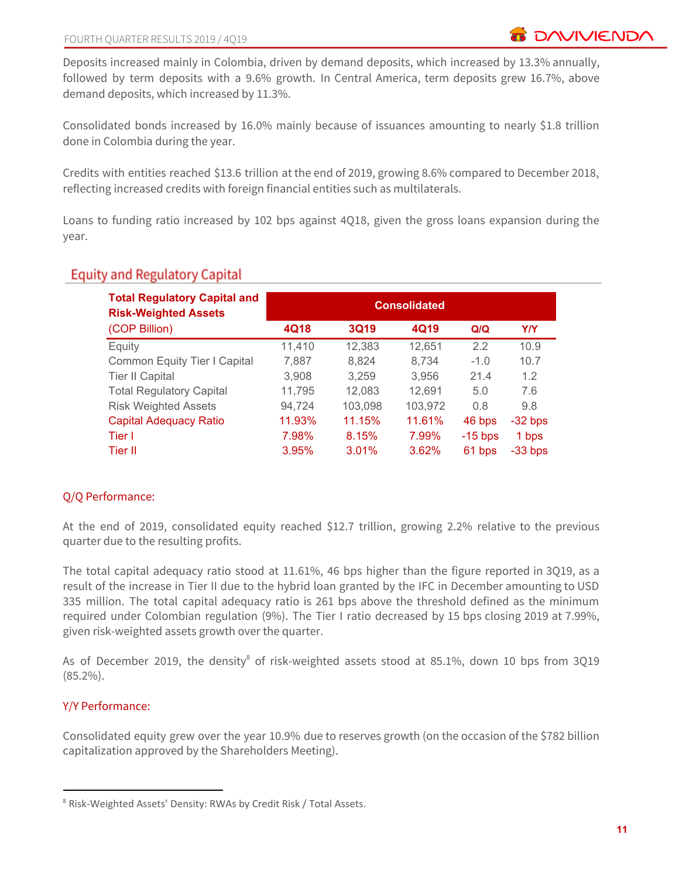Deposits increased mainly in Colombia, driven by demand deposits, which increased by 13.3% annually, followed by term deposits with a 9.6% growth. In Central America, term deposits grew 16.7%, above demand deposits, which increased by 11.3%.

Consolidated bonds increased by 16.0% mainly because of issuances amounting to nearly $1.8 trillion done in Colombia during the year.

Credits with entities reached $13.6 trillion at the end of 2019, growing 8.6% compared to December 2018, reflecting increased credits with foreign financial entities such as multilaterals.

Loans to funding ratio increased by 102 bps against 4Q18, given the gross loans expansion during the year.

## Equity and Regulatory Capital

| **Total Regulatory Capital and Risk-Weighted Assets** (COP Billion) | **Consolidated** | | | | |
|---|---|---|---|---|---|
| | **4Q18** | **3Q19** | **4Q19** | **Q/Q** | **Y/Y** |
| Equity | 11,410 | 12,383 | 12,651 | 2.2 | 10.9 |
| Common Equity Tier I Capital | 7,887 | 8,824 | 8,734 | -1.0 | 10.7 |
| Tier II Capital | 3,908 | 3,259 | 3,956 | 21.4 | 1.2 |
| Total Regulatory Capital | 11,795 | 12,083 | 12,691 | 5.0 | 7.6 |
| Risk Weighted Assets | 94,724 | 103,098 | 103,972 | 0.8 | 9.8 |
| Capital Adequacy Ratio | 11.93% | 11.15% | 11.61% | 46 bps | -32 bps |
| Tier I | 7.98% | 8.15% | 7.99% | -15 bps | 1 bps |
| Tier II | 3.95% | 3.01% | 3.62% | 61 bps | -33 bps |

### Q/Q Performance:

At the end of 2019, consolidated equity reached $12.7 trillion, growing 2.2% relative to the previous quarter due to the resulting profits.

The total capital adequacy ratio stood at 11.61%, 46 bps higher than the figure reported in 3Q19, as a result of the increase in Tier II due to the hybrid loan granted by the IFC in December amounting to USD 335 million. The total capital adequacy ratio is 261 bps above the threshold defined as the minimum required under Colombian regulation (9%). The Tier I ratio decreased by 15 bps closing 2019 at 7.99%, given risk-weighted assets growth over the quarter.

As of December 2019, the density[8] of risk-weighted assets stood at 85.1%, down 10 bps from 3Q19 (85.2%).

### Y/Y Performance:

Consolidated equity grew over the year 10.9% due to reserves growth (on the occasion of the $782 billion capitalization approved by the Shareholders Meeting).

[8] Risk-Weighted Assets' Density: RWAs by Credit Risk / Total Assets.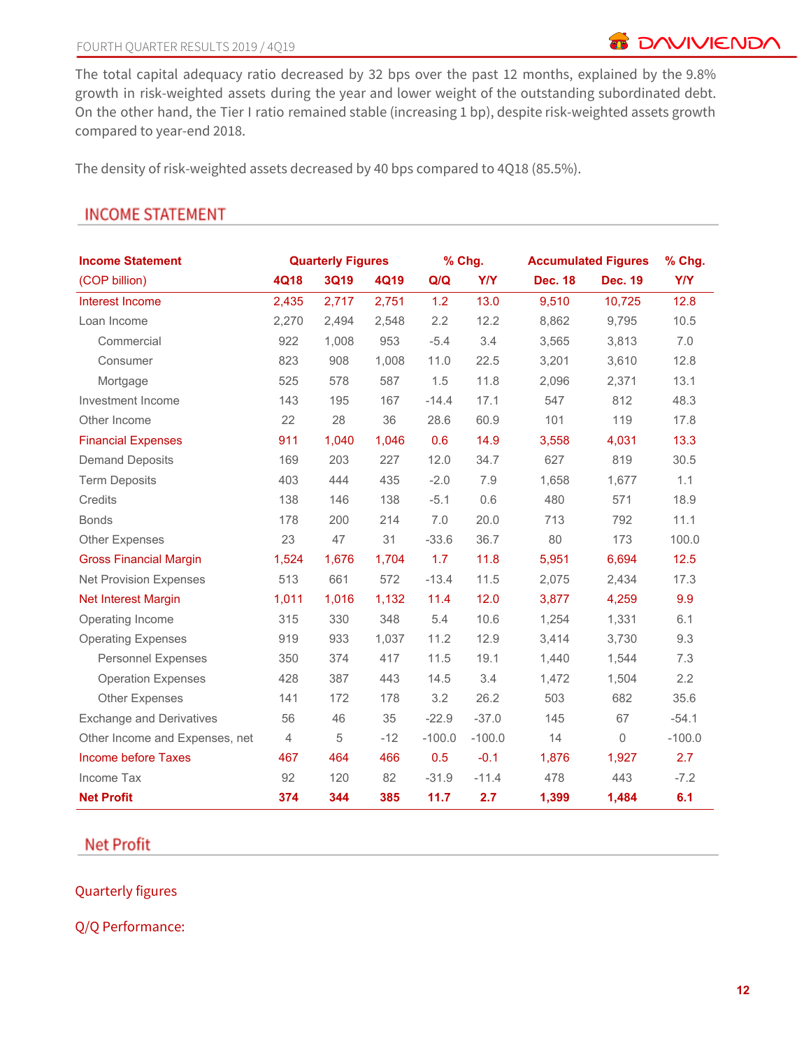The total capital adequacy ratio decreased by 32 bps over the past 12 months, explained by the 9.8% growth in risk-weighted assets during the year and lower weight of the outstanding subordinated debt. On the other hand, the Tier I ratio remained stable (increasing 1 bp), despite risk-weighted assets growth compared to year-end 2018.

The density of risk-weighted assets decreased by 40 bps compared to 4Q18 (85.5%).

## INCOME STATEMENT

| Income Statement | Quarterly Figures | | | % Chg. | | Accumulated Figures | | % Chg. |
|---|---|---|---|---|---|---|---|---|
| (COP billion) | 4Q18 | 3Q19 | 4Q19 | Q/Q | Y/Y | Dec. 18 | Dec. 19 | Y/Y |
| Interest Income | 2,435 | 2,717 | 2,751 | 1.2 | 13.0 | 9,510 | 10,725 | 12.8 |
| Loan Income | 2,270 | 2,494 | 2,548 | 2.2 | 12.2 | 8,862 | 9,795 | 10.5 |
| Commercial | 922 | 1,008 | 953 | -5.4 | 3.4 | 3,565 | 3,813 | 7.0 |
| Consumer | 823 | 908 | 1,008 | 11.0 | 22.5 | 3,201 | 3,610 | 12.8 |
| Mortgage | 525 | 578 | 587 | 1.5 | 11.8 | 2,096 | 2,371 | 13.1 |
| Investment Income | 143 | 195 | 167 | -14.4 | 17.1 | 547 | 812 | 48.3 |
| Other Income | 22 | 28 | 36 | 28.6 | 60.9 | 101 | 119 | 17.8 |
| Financial Expenses | 911 | 1,040 | 1,046 | 0.6 | 14.9 | 3,558 | 4,031 | 13.3 |
| Demand Deposits | 169 | 203 | 227 | 12.0 | 34.7 | 627 | 819 | 30.5 |
| Term Deposits | 403 | 444 | 435 | -2.0 | 7.9 | 1,658 | 1,677 | 1.1 |
| Credits | 138 | 146 | 138 | -5.1 | 0.6 | 480 | 571 | 18.9 |
| Bonds | 178 | 200 | 214 | 7.0 | 20.0 | 713 | 792 | 11.1 |
| Other Expenses | 23 | 47 | 31 | -33.6 | 36.7 | 80 | 173 | 100.0 |
| Gross Financial Margin | 1,524 | 1,676 | 1,704 | 1.7 | 11.8 | 5,951 | 6,694 | 12.5 |
| Net Provision Expenses | 513 | 661 | 572 | -13.4 | 11.5 | 2,075 | 2,434 | 17.3 |
| Net Interest Margin | 1,011 | 1,016 | 1,132 | 11.4 | 12.0 | 3,877 | 4,259 | 9.9 |
| Operating Income | 315 | 330 | 348 | 5.4 | 10.6 | 1,254 | 1,331 | 6.1 |
| Operating Expenses | 919 | 933 | 1,037 | 11.2 | 12.9 | 3,414 | 3,730 | 9.3 |
| Personnel Expenses | 350 | 374 | 417 | 11.5 | 19.1 | 1,440 | 1,544 | 7.3 |
| Operation Expenses | 428 | 387 | 443 | 14.5 | 3.4 | 1,472 | 1,504 | 2.2 |
| Other Expenses | 141 | 172 | 178 | 3.2 | 26.2 | 503 | 682 | 35.6 |
| Exchange and Derivatives | 56 | 46 | 35 | -22.9 | -37.0 | 145 | 67 | -54.1 |
| Other Income and Expenses, net | 4 | 5 | -12 | -100.0 | -100.0 | 14 | 0 | -100.0 |
| Income before Taxes | 467 | 464 | 466 | 0.5 | -0.1 | 1,876 | 1,927 | 2.7 |
| Income Tax | 92 | 120 | 82 | -31.9 | -11.4 | 478 | 443 | -7.2 |
| **Net Profit** | **374** | **344** | **385** | **11.7** | **2.7** | **1,399** | **1,484** | **6.1** |

## Net Profit

### Quarterly figures

### Q/Q Performance: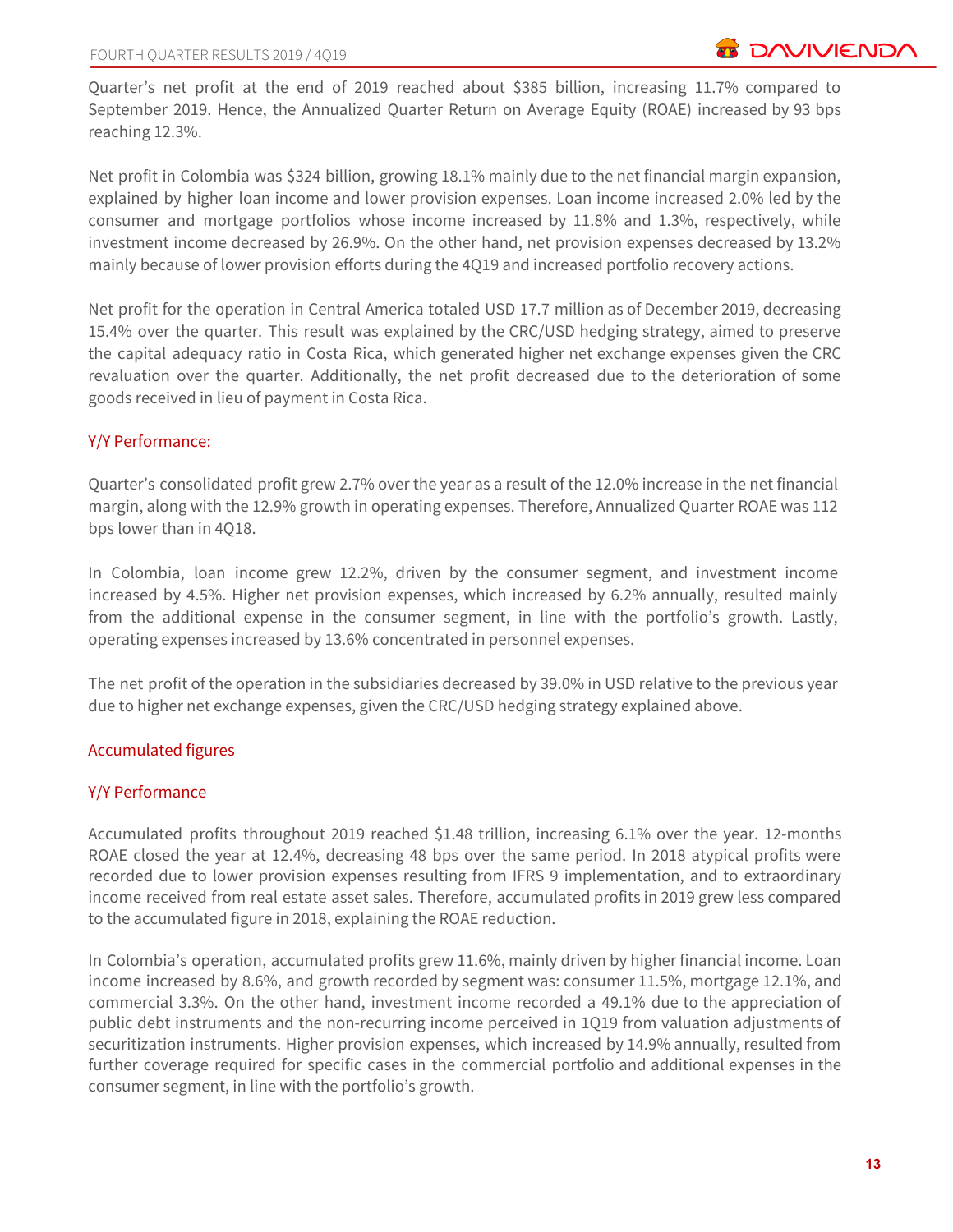Quarter's net profit at the end of 2019 reached about $385 billion, increasing 11.7% compared to September 2019. Hence, the Annualized Quarter Return on Average Equity (ROAE) increased by 93 bps reaching 12.3%.

Net profit in Colombia was $324 billion, growing 18.1% mainly due to the net financial margin expansion, explained by higher loan income and lower provision expenses. Loan income increased 2.0% led by the consumer and mortgage portfolios whose income increased by 11.8% and 1.3%, respectively, while investment income decreased by 26.9%. On the other hand, net provision expenses decreased by 13.2% mainly because of lower provision efforts during the 4Q19 and increased portfolio recovery actions.

Net profit for the operation in Central America totaled USD 17.7 million as of December 2019, decreasing 15.4% over the quarter. This result was explained by the CRC/USD hedging strategy, aimed to preserve the capital adequacy ratio in Costa Rica, which generated higher net exchange expenses given the CRC revaluation over the quarter. Additionally, the net profit decreased due to the deterioration of some goods received in lieu of payment in Costa Rica.

### Y/Y Performance:

Quarter's consolidated profit grew 2.7% over the year as a result of the 12.0% increase in the net financial margin, along with the 12.9% growth in operating expenses. Therefore, Annualized Quarter ROAE was 112 bps lower than in 4Q18.

In Colombia, loan income grew 12.2%, driven by the consumer segment, and investment income increased by 4.5%. Higher net provision expenses, which increased by 6.2% annually, resulted mainly from the additional expense in the consumer segment, in line with the portfolio's growth. Lastly, operating expenses increased by 13.6% concentrated in personnel expenses.

The net profit of the operation in the subsidiaries decreased by 39.0% in USD relative to the previous year due to higher net exchange expenses, given the CRC/USD hedging strategy explained above.

## Accumulated figures

### Y/Y Performance

Accumulated profits throughout 2019 reached $1.48 trillion, increasing 6.1% over the year. 12-months ROAE closed the year at 12.4%, decreasing 48 bps over the same period. In 2018 atypical profits were recorded due to lower provision expenses resulting from IFRS 9 implementation, and to extraordinary income received from real estate asset sales. Therefore, accumulated profits in 2019 grew less compared to the accumulated figure in 2018, explaining the ROAE reduction.

In Colombia's operation, accumulated profits grew 11.6%, mainly driven by higher financial income. Loan income increased by 8.6%, and growth recorded by segment was: consumer 11.5%, mortgage 12.1%, and commercial 3.3%. On the other hand, investment income recorded a 49.1% due to the appreciation of public debt instruments and the non-recurring income perceived in 1Q19 from valuation adjustments of securitization instruments. Higher provision expenses, which increased by 14.9% annually, resulted from further coverage required for specific cases in the commercial portfolio and additional expenses in the consumer segment, in line with the portfolio's growth.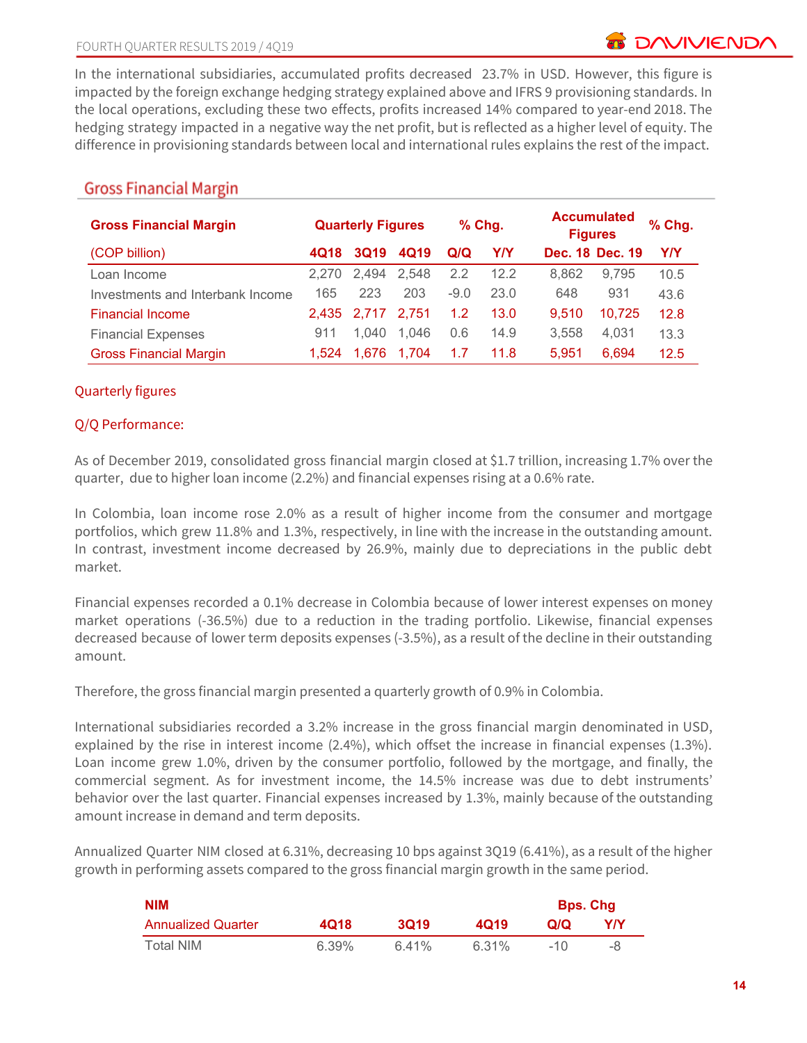In the international subsidiaries, accumulated profits decreased 23.7% in USD. However, this figure is impacted by the foreign exchange hedging strategy explained above and IFRS 9 provisioning standards. In the local operations, excluding these two effects, profits increased 14% compared to year-end 2018. The hedging strategy impacted in a negative way the net profit, but is reflected as a higher level of equity. The difference in provisioning standards between local and international rules explains the rest of the impact.

## Gross Financial Margin

| Gross Financial Margin | Quarterly Figures | | | % Chg. | | Accumulated Figures | | % Chg. |
|---|---|---|---|---|---|---|---|---|
| (COP billion) | 4Q18 | 3Q19 | 4Q19 | Q/Q | Y/Y | Dec. 18 | Dec. 19 | Y/Y |
| Loan Income | 2,270 | 2,494 | 2,548 | 2.2 | 12.2 | 8,862 | 9,795 | 10.5 |
| Investments and Interbank Income | 165 | 223 | 203 | -9.0 | 23.0 | 648 | 931 | 43.6 |
| Financial Income | 2,435 | 2,717 | 2,751 | 1.2 | 13.0 | 9,510 | 10,725 | 12.8 |
| Financial Expenses | 911 | 1,040 | 1,046 | 0.6 | 14.9 | 3,558 | 4,031 | 13.3 |
| Gross Financial Margin | 1,524 | 1,676 | 1,704 | 1.7 | 11.8 | 5,951 | 6,694 | 12.5 |

### Quarterly figures

### Q/Q Performance:

As of December 2019, consolidated gross financial margin closed at $1.7 trillion, increasing 1.7% over the quarter, due to higher loan income (2.2%) and financial expenses rising at a 0.6% rate.

In Colombia, loan income rose 2.0% as a result of higher income from the consumer and mortgage portfolios, which grew 11.8% and 1.3%, respectively, in line with the increase in the outstanding amount. In contrast, investment income decreased by 26.9%, mainly due to depreciations in the public debt market.

Financial expenses recorded a 0.1% decrease in Colombia because of lower interest expenses on money market operations (-36.5%) due to a reduction in the trading portfolio. Likewise, financial expenses decreased because of lower term deposits expenses (-3.5%), as a result of the decline in their outstanding amount.

Therefore, the gross financial margin presented a quarterly growth of 0.9% in Colombia.

International subsidiaries recorded a 3.2% increase in the gross financial margin denominated in USD, explained by the rise in interest income (2.4%), which offset the increase in financial expenses (1.3%). Loan income grew 1.0%, driven by the consumer portfolio, followed by the mortgage, and finally, the commercial segment. As for investment income, the 14.5% increase was due to debt instruments' behavior over the last quarter. Financial expenses increased by 1.3%, mainly because of the outstanding amount increase in demand and term deposits.

Annualized Quarter NIM closed at 6.31%, decreasing 10 bps against 3Q19 (6.41%), as a result of the higher growth in performing assets compared to the gross financial margin growth in the same period.

| NIM | | | | Bps. Chg | |
|---|---|---|---|---|---|
| Annualized Quarter | 4Q18 | 3Q19 | 4Q19 | Q/Q | Y/Y |
| Total NIM | 6.39% | 6.41% | 6.31% | -10 | -8 |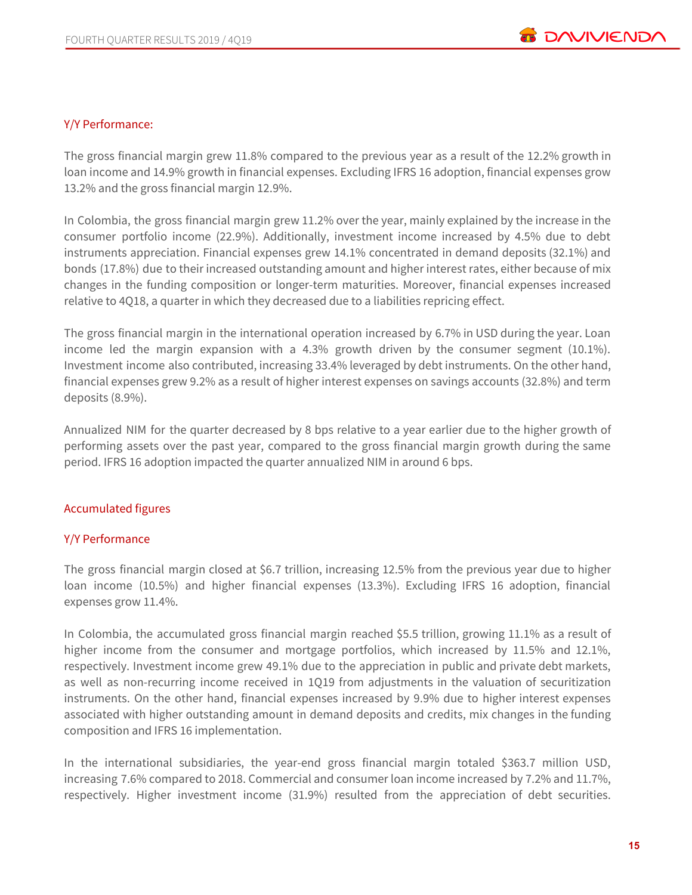### Y/Y Performance:

The gross financial margin grew 11.8% compared to the previous year as a result of the 12.2% growth in loan income and 14.9% growth in financial expenses. Excluding IFRS 16 adoption, financial expenses grow 13.2% and the gross financial margin 12.9%.

In Colombia, the gross financial margin grew 11.2% over the year, mainly explained by the increase in the consumer portfolio income (22.9%). Additionally, investment income increased by 4.5% due to debt instruments appreciation. Financial expenses grew 14.1% concentrated in demand deposits (32.1%) and bonds (17.8%) due to their increased outstanding amount and higher interest rates, either because of mix changes in the funding composition or longer-term maturities. Moreover, financial expenses increased relative to 4Q18, a quarter in which they decreased due to a liabilities repricing effect.

The gross financial margin in the international operation increased by 6.7% in USD during the year. Loan income led the margin expansion with a 4.3% growth driven by the consumer segment (10.1%). Investment income also contributed, increasing 33.4% leveraged by debt instruments. On the other hand, financial expenses grew 9.2% as a result of higher interest expenses on savings accounts (32.8%) and term deposits (8.9%).

Annualized NIM for the quarter decreased by 8 bps relative to a year earlier due to the higher growth of performing assets over the past year, compared to the gross financial margin growth during the same period. IFRS 16 adoption impacted the quarter annualized NIM in around 6 bps.

### Accumulated figures

### Y/Y Performance

The gross financial margin closed at $6.7 trillion, increasing 12.5% from the previous year due to higher loan income (10.5%) and higher financial expenses (13.3%). Excluding IFRS 16 adoption, financial expenses grow 11.4%.

In Colombia, the accumulated gross financial margin reached $5.5 trillion, growing 11.1% as a result of higher income from the consumer and mortgage portfolios, which increased by 11.5% and 12.1%, respectively. Investment income grew 49.1% due to the appreciation in public and private debt markets, as well as non-recurring income received in 1Q19 from adjustments in the valuation of securitization instruments. On the other hand, financial expenses increased by 9.9% due to higher interest expenses associated with higher outstanding amount in demand deposits and credits, mix changes in the funding composition and IFRS 16 implementation.

In the international subsidiaries, the year-end gross financial margin totaled $363.7 million USD, increasing 7.6% compared to 2018. Commercial and consumer loan income increased by 7.2% and 11.7%, respectively. Higher investment income (31.9%) resulted from the appreciation of debt securities.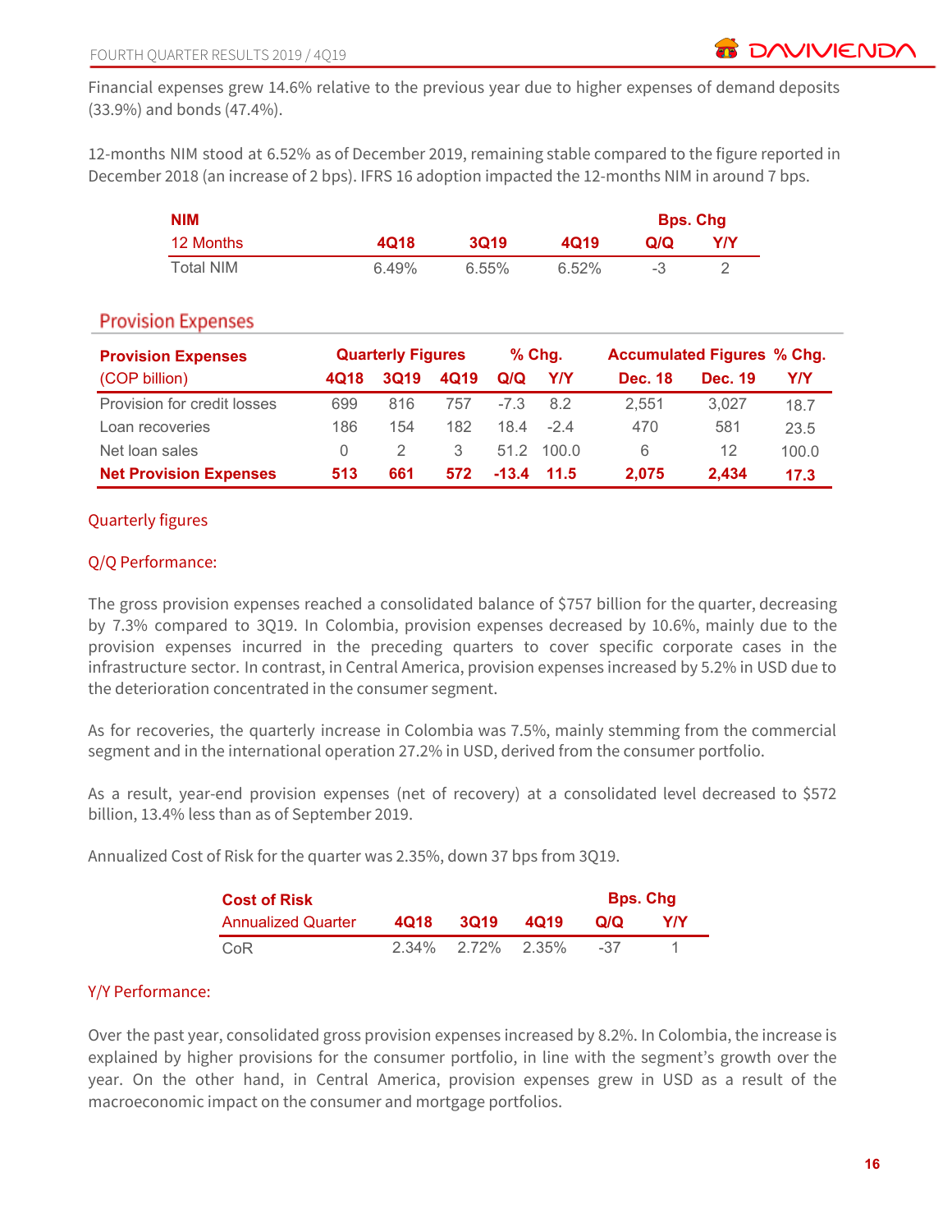Financial expenses grew 14.6% relative to the previous year due to higher expenses of demand deposits (33.9%) and bonds (47.4%).

12-months NIM stood at 6.52% as of December 2019, remaining stable compared to the figure reported in December 2018 (an increase of 2 bps). IFRS 16 adoption impacted the 12-months NIM in around 7 bps.

| **NIM** | | | | **Bps. Chg** | |
|---|---|---|---|---|---|
| 12 Months | **4Q18** | **3Q19** | **4Q19** | **Q/Q** | **Y/Y** |
| Total NIM | 6.49% | 6.55% | 6.52% | -3 | 2 |

## Provision Expenses

| **Provision Expenses** | **Quarterly Figures** | | | **% Chg.** | | **Accumulated Figures** | | **% Chg.** |
|---|---|---|---|---|---|---|---|---|
| (COP billion) | **4Q18** | **3Q19** | **4Q19** | **Q/Q** | **Y/Y** | **Dec. 18** | **Dec. 19** | **Y/Y** |
| Provision for credit losses | 699 | 816 | 757 | -7.3 | 8.2 | 2,551 | 3,027 | 18.7 |
| Loan recoveries | 186 | 154 | 182 | 18.4 | -2.4 | 470 | 581 | 23.5 |
| Net loan sales | 0 | 2 | 3 | 51.2 | 100.0 | 6 | 12 | 100.0 |
| **Net Provision Expenses** | **513** | **661** | **572** | **-13.4** | **11.5** | **2,075** | **2,434** | **17.3** |

### Quarterly figures

### Q/Q Performance:

The gross provision expenses reached a consolidated balance of $757 billion for the quarter, decreasing by 7.3% compared to 3Q19. In Colombia, provision expenses decreased by 10.6%, mainly due to the provision expenses incurred in the preceding quarters to cover specific corporate cases in the infrastructure sector. In contrast, in Central America, provision expenses increased by 5.2% in USD due to the deterioration concentrated in the consumer segment.

As for recoveries, the quarterly increase in Colombia was 7.5%, mainly stemming from the commercial segment and in the international operation 27.2% in USD, derived from the consumer portfolio.

As a result, year-end provision expenses (net of recovery) at a consolidated level decreased to $572 billion, 13.4% less than as of September 2019.

Annualized Cost of Risk for the quarter was 2.35%, down 37 bps from 3Q19.

| **Cost of Risk** | | | | **Bps. Chg** | |
|---|---|---|---|---|---|
| Annualized Quarter | **4Q18** | **3Q19** | **4Q19** | **Q/Q** | **Y/Y** |
| CoR | 2.34% | 2.72% | 2.35% | -37 | 1 |

### Y/Y Performance:

Over the past year, consolidated gross provision expenses increased by 8.2%. In Colombia, the increase is explained by higher provisions for the consumer portfolio, in line with the segment's growth over the year. On the other hand, in Central America, provision expenses grew in USD as a result of the macroeconomic impact on the consumer and mortgage portfolios.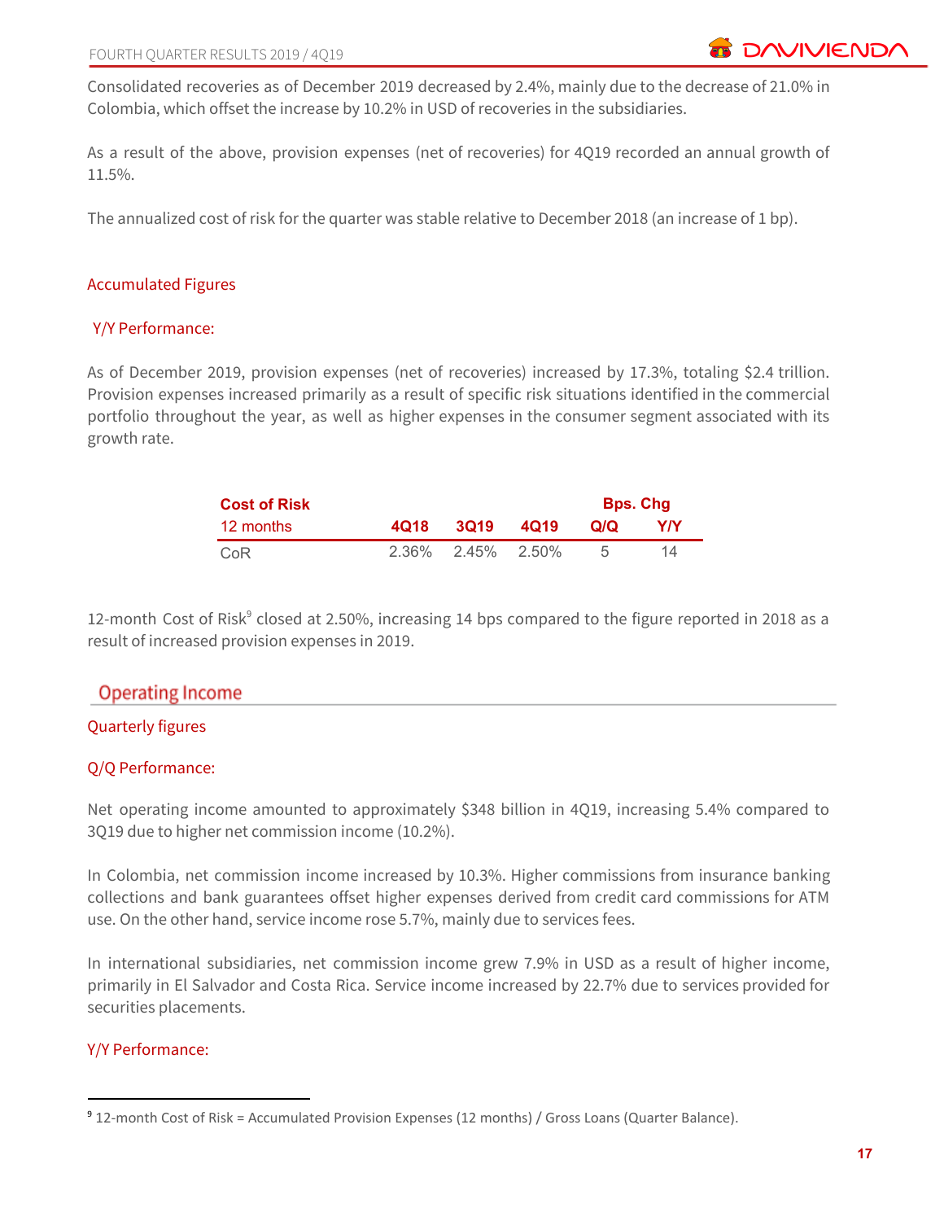Consolidated recoveries as of December 2019 decreased by 2.4%, mainly due to the decrease of 21.0% in Colombia, which offset the increase by 10.2% in USD of recoveries in the subsidiaries.

As a result of the above, provision expenses (net of recoveries) for 4Q19 recorded an annual growth of 11.5%.

The annualized cost of risk for the quarter was stable relative to December 2018 (an increase of 1 bp).

### Accumulated Figures

#### Y/Y Performance:

As of December 2019, provision expenses (net of recoveries) increased by 17.3%, totaling $2.4 trillion. Provision expenses increased primarily as a result of specific risk situations identified in the commercial portfolio throughout the year, as well as higher expenses in the consumer segment associated with its growth rate.

| **Cost of Risk** | | | | **Bps. Chg** | |
|---|---|---|---|---|---|
| 12 months | **4Q18** | **3Q19** | **4Q19** | **Q/Q** | **Y/Y** |
| CoR | 2.36% | 2.45% | 2.50% | 5 | 14 |

12-month Cost of Risk[9] closed at 2.50%, increasing 14 bps compared to the figure reported in 2018 as a result of increased provision expenses in 2019.

## Operating Income

### Quarterly figures

#### Q/Q Performance:

Net operating income amounted to approximately $348 billion in 4Q19, increasing 5.4% compared to 3Q19 due to higher net commission income (10.2%).

In Colombia, net commission income increased by 10.3%. Higher commissions from insurance banking collections and bank guarantees offset higher expenses derived from credit card commissions for ATM use. On the other hand, service income rose 5.7%, mainly due to services fees.

In international subsidiaries, net commission income grew 7.9% in USD as a result of higher income, primarily in El Salvador and Costa Rica. Service income increased by 22.7% due to services provided for securities placements.

#### Y/Y Performance:

[9] 12-month Cost of Risk = Accumulated Provision Expenses (12 months) / Gross Loans (Quarter Balance).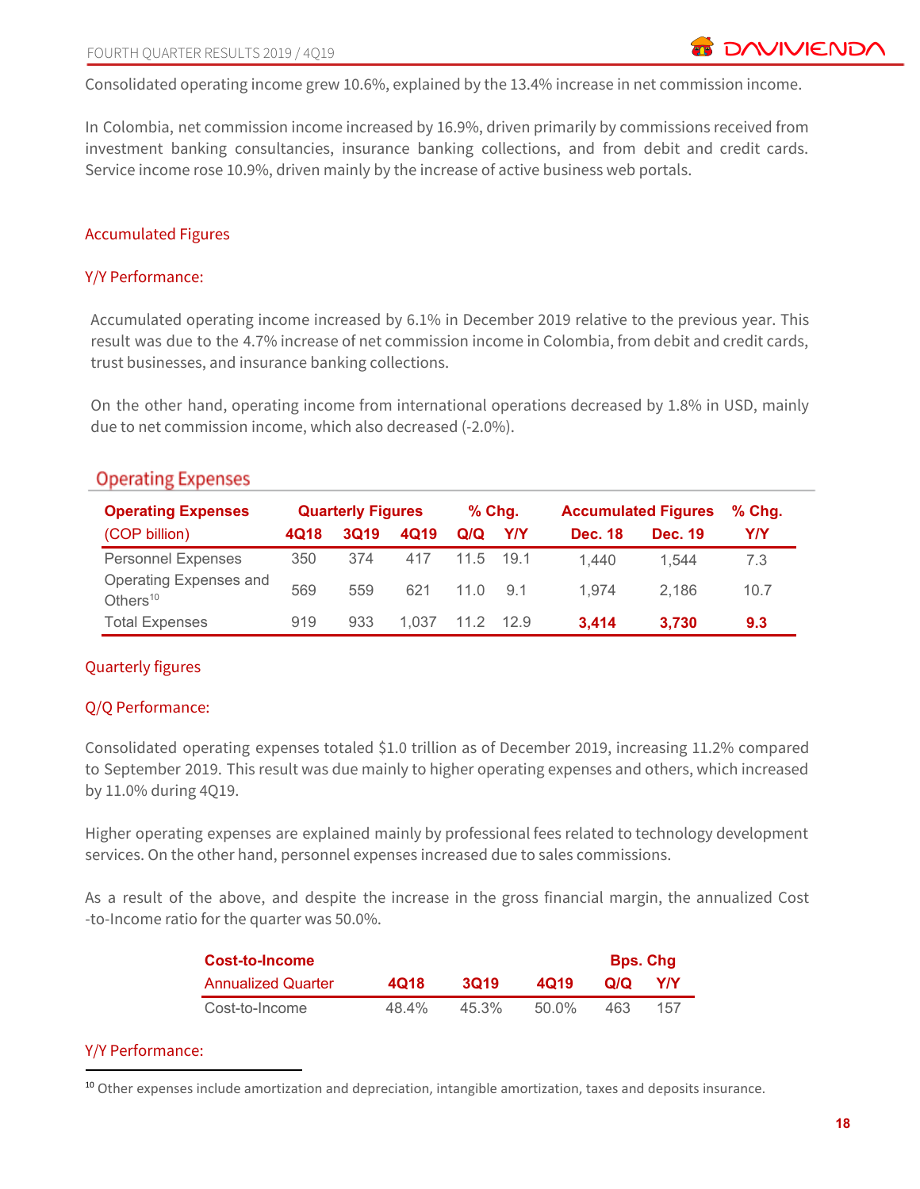Consolidated operating income grew 10.6%, explained by the 13.4% increase in net commission income.

In Colombia, net commission income increased by 16.9%, driven primarily by commissions received from investment banking consultancies, insurance banking collections, and from debit and credit cards. Service income rose 10.9%, driven mainly by the increase of active business web portals.

### Accumulated Figures

### Y/Y Performance:

Accumulated operating income increased by 6.1% in December 2019 relative to the previous year. This result was due to the 4.7% increase of net commission income in Colombia, from debit and credit cards, trust businesses, and insurance banking collections.

On the other hand, operating income from international operations decreased by 1.8% in USD, mainly due to net commission income, which also decreased (-2.0%).

## Operating Expenses

| Operating Expenses | Quarterly Figures | | | % Chg. | | Accumulated Figures | | % Chg. |
|---|---|---|---|---|---|---|---|---|
| (COP billion) | 4Q18 | 3Q19 | 4Q19 | Q/Q | Y/Y | Dec. 18 | Dec. 19 | Y/Y |
| Personnel Expenses | 350 | 374 | 417 | 11.5 | 19.1 | 1,440 | 1,544 | 7.3 |
| Operating Expenses and Others[10] | 569 | 559 | 621 | 11.0 | 9.1 | 1,974 | 2,186 | 10.7 |
| Total Expenses | 919 | 933 | 1,037 | 11.2 | 12.9 | **3,414** | **3,730** | **9.3** |

### Quarterly figures

### Q/Q Performance:

Consolidated operating expenses totaled $1.0 trillion as of December 2019, increasing 11.2% compared to September 2019. This result was due mainly to higher operating expenses and others, which increased by 11.0% during 4Q19.

Higher operating expenses are explained mainly by professional fees related to technology development services. On the other hand, personnel expenses increased due to sales commissions.

As a result of the above, and despite the increase in the gross financial margin, the annualized Cost -to-Income ratio for the quarter was 50.0%.

| Cost-to-Income | | | | Bps. Chg | |
|---|---|---|---|---|---|
| Annualized Quarter | 4Q18 | 3Q19 | 4Q19 | Q/Q | Y/Y |
| Cost-to-Income | 48.4% | 45.3% | 50.0% | 463 | 157 |

### Y/Y Performance:

[10] Other expenses include amortization and depreciation, intangible amortization, taxes and deposits insurance.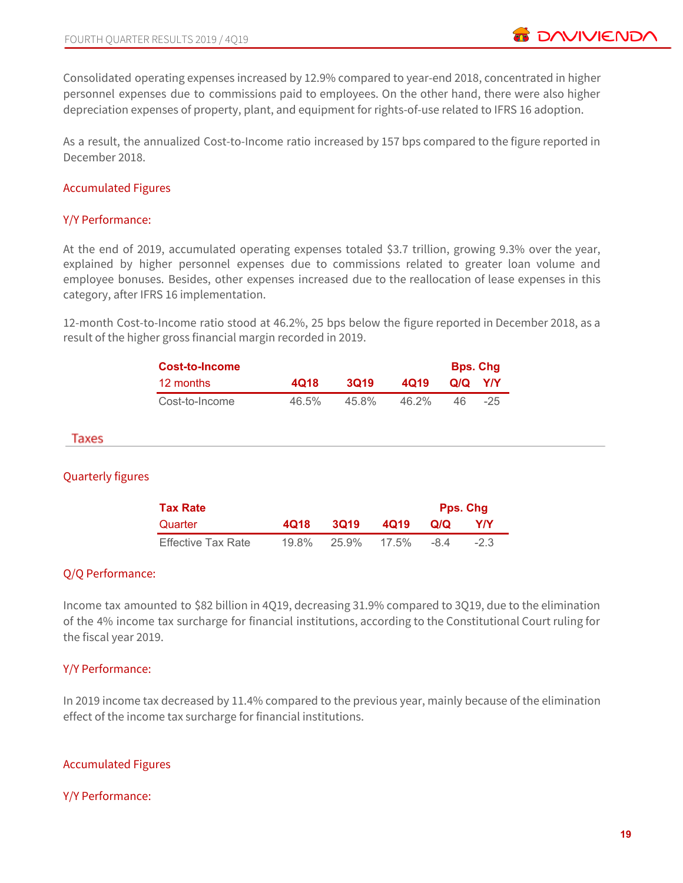Consolidated operating expenses increased by 12.9% compared to year-end 2018, concentrated in higher personnel expenses due to commissions paid to employees. On the other hand, there were also higher depreciation expenses of property, plant, and equipment for rights-of-use related to IFRS 16 adoption.

As a result, the annualized Cost-to-Income ratio increased by 157 bps compared to the figure reported in December 2018.

### Accumulated Figures

#### Y/Y Performance:

At the end of 2019, accumulated operating expenses totaled $3.7 trillion, growing 9.3% over the year, explained by higher personnel expenses due to commissions related to greater loan volume and employee bonuses. Besides, other expenses increased due to the reallocation of lease expenses in this category, after IFRS 16 implementation.

12-month Cost-to-Income ratio stood at 46.2%, 25 bps below the figure reported in December 2018, as a result of the higher gross financial margin recorded in 2019.

| **Cost-to-Income** | | | | **Bps. Chg** | |
|---|---|---|---|---|---|
| 12 months | **4Q18** | **3Q19** | **4Q19** | **Q/Q** | **Y/Y** |
| Cost-to-Income | 46.5% | 45.8% | 46.2% | 46 | -25 |

## Taxes

### Quarterly figures

| **Tax Rate** | | | | **Pps. Chg** | |
|---|---|---|---|---|---|
| Quarter | **4Q18** | **3Q19** | **4Q19** | **Q/Q** | **Y/Y** |
| Effective Tax Rate | 19.8% | 25.9% | 17.5% | -8.4 | -2.3 |

#### Q/Q Performance:

Income tax amounted to $82 billion in 4Q19, decreasing 31.9% compared to 3Q19, due to the elimination of the 4% income tax surcharge for financial institutions, according to the Constitutional Court ruling for the fiscal year 2019.

#### Y/Y Performance:

In 2019 income tax decreased by 11.4% compared to the previous year, mainly because of the elimination effect of the income tax surcharge for financial institutions.

### Accumulated Figures

#### Y/Y Performance: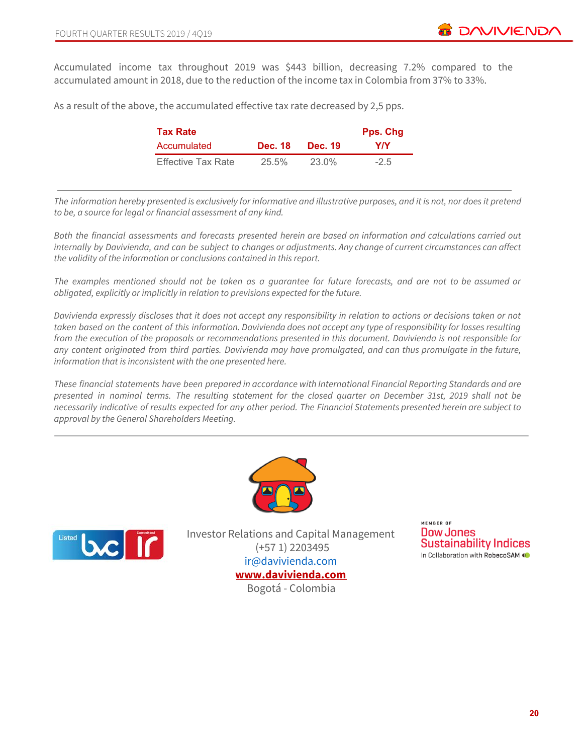Accumulated income tax throughout 2019 was $443 billion, decreasing 7.2% compared to the accumulated amount in 2018, due to the reduction of the income tax in Colombia from 37% to 33%.

As a result of the above, the accumulated effective tax rate decreased by 2,5 pps.

| Tax Rate<br>Accumulated | Dec. 18 | Dec. 19 | Pps. Chg<br>Y/Y |
|---|---|---|---|
| Effective Tax Rate | 25.5% | 23.0% | -2.5 |

---

*The information hereby presented is exclusively for informative and illustrative purposes, and it is not, nor does it pretend to be, a source for legal or financial assessment of any kind.*

*Both the financial assessments and forecasts presented herein are based on information and calculations carried out internally by Davivienda, and can be subject to changes or adjustments. Any change of current circumstances can affect the validity of the information or conclusions contained in this report.*

*The examples mentioned should not be taken as a guarantee for future forecasts, and are not to be assumed or obligated, explicitly or implicitly in relation to previsions expected for the future.*

*Davivienda expressly discloses that it does not accept any responsibility in relation to actions or decisions taken or not taken based on the content of this information. Davivienda does not accept any type of responsibility for losses resulting from the execution of the proposals or recommendations presented in this document. Davivienda is not responsible for any content originated from third parties. Davivienda may have promulgated, and can thus promulgate in the future, information that is inconsistent with the one presented here.*

*These financial statements have been prepared in accordance with International Financial Reporting Standards and are presented in nominal terms. The resulting statement for the closed quarter on December 31st, 2019 shall not be necessarily indicative of results expected for any other period. The Financial Statements presented herein are subject to approval by the General Shareholders Meeting.*

---

Listed bvc Committed ir

Investor Relations and Capital Management
(+57 1) 2203495
ir@davivienda.com
**www.davivienda.com**
Bogotá - Colombia

MEMBER OF
Dow Jones
Sustainability Indices
In Collaboration with RobecoSAM